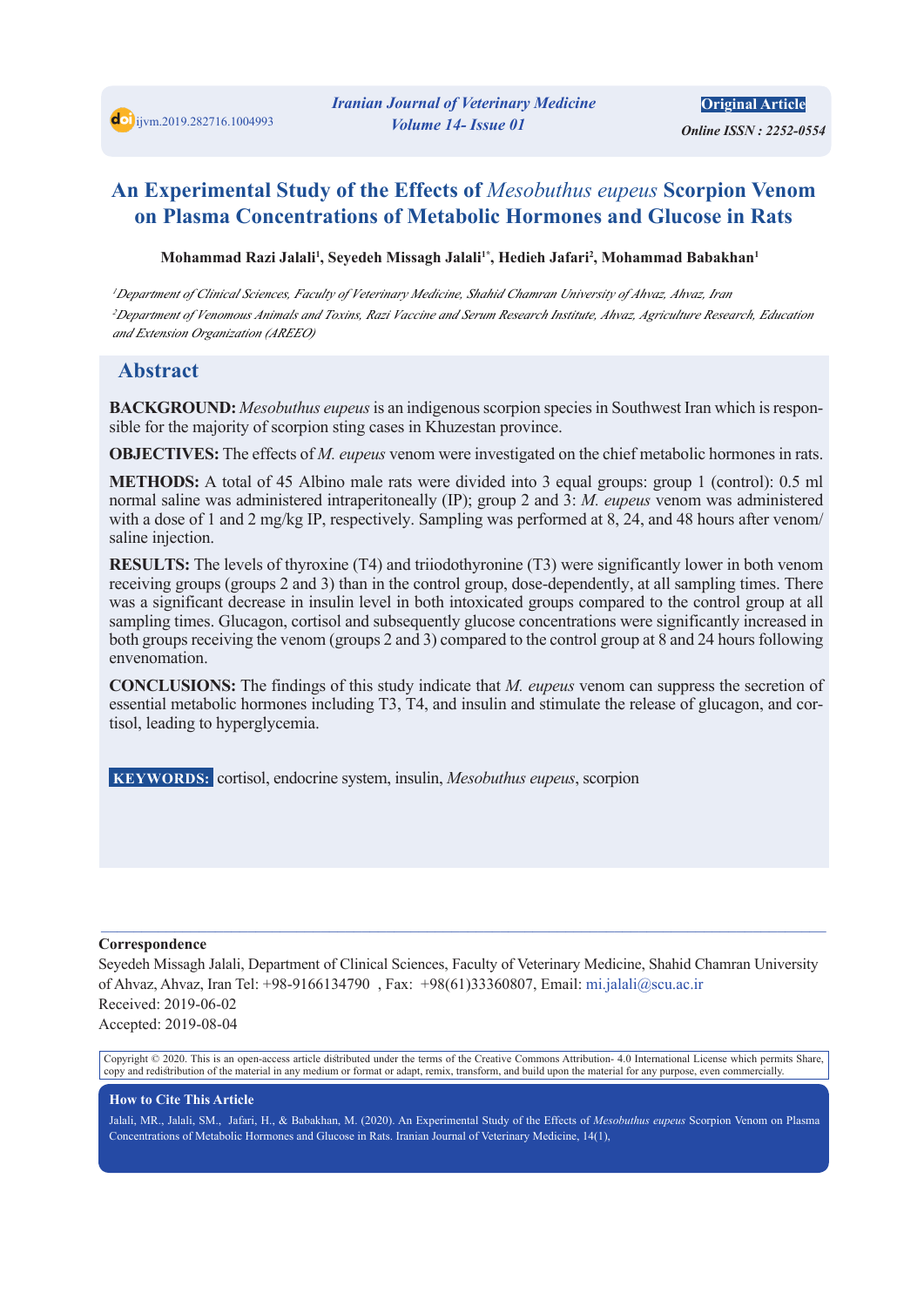# An Experimental Study of the Effects of *Mesobuthus eupeus* Scorpion Venom on Plasma Concentrations of Metabolic Hormones and Glucose in Rats

**Mohammad Razi Jalali[1], Seyedeh Missagh Jalali[1*], Hedieh Jafari[2], Mohammad Babakhan[1]**

*[1]Department of Clinical Sciences, Faculty of Veterinary Medicine, Shahid Chamran University of Ahvaz, Ahvaz, Iran*

*[2]Department of Venomous Animals and Toxins, Razi Vaccine and Serum Research Institute, Ahvaz, Agriculture Research, Education and Extension Organization (AREEO)*

## Abstract

**BACKGROUND:** *Mesobuthus eupeus* is an indigenous scorpion species in Southwest Iran which is responsible for the majority of scorpion sting cases in Khuzestan province.

**OBJECTIVES:** The effects of *M. eupeus* venom were investigated on the chief metabolic hormones in rats.

**METHODS:** A total of 45 Albino male rats were divided into 3 equal groups: group 1 (control): 0.5 ml normal saline was administered intraperitoneally (IP); group 2 and 3: *M. eupeus* venom was administered with a dose of 1 and 2 mg/kg IP, respectively. Sampling was performed at 8, 24, and 48 hours after venom/saline injection.

**RESULTS:** The levels of thyroxine (T4) and triiodothyronine (T3) were significantly lower in both venom receiving groups (groups 2 and 3) than in the control group, dose-dependently, at all sampling times. There was a significant decrease in insulin level in both intoxicated groups compared to the control group at all sampling times. Glucagon, cortisol and subsequently glucose concentrations were significantly increased in both groups receiving the venom (groups 2 and 3) compared to the control group at 8 and 24 hours following envenomation.

**CONCLUSIONS:** The findings of this study indicate that *M. eupeus* venom can suppress the secretion of essential metabolic hormones including T3, T4, and insulin and stimulate the release of glucagon, and cortisol, leading to hyperglycemia.

**KEYWORDS:** cortisol, endocrine system, insulin, *Mesobuthus eupeus*, scorpion

---

**Correspondence**

Seyedeh Missagh Jalali, Department of Clinical Sciences, Faculty of Veterinary Medicine, Shahid Chamran University of Ahvaz, Ahvaz, Iran Tel: +98-9166134790 , Fax: +98(61)33360807, Email: mi.jalali@scu.ac.ir

Received: 2019-06-02

Accepted: 2019-08-04

Copyright © 2020. This is an open-access article distributed under the terms of the Creative Commons Attribution- 4.0 International License which permits Share, copy and redistribution of the material in any medium or format or adapt, remix, transform, and build upon the material for any purpose, even commercially.

**How to Cite This Article**

Jalali, MR., Jalali, SM., Jafari, H., & Babakhan, M. (2020). An Experimental Study of the Effects of *Mesobuthus eupeus* Scorpion Venom on Plasma Concentrations of Metabolic Hormones and Glucose in Rats. Iranian Journal of Veterinary Medicine, 14(1),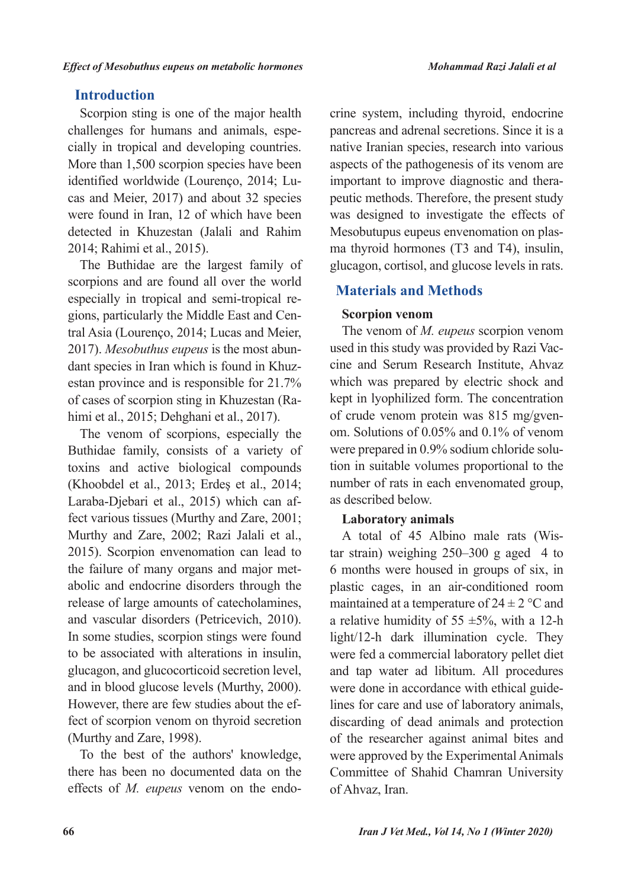## Introduction

Scorpion sting is one of the major health challenges for humans and animals, especially in tropical and developing countries. More than 1,500 scorpion species have been identified worldwide (Lourenço, 2014; Lucas and Meier, 2017) and about 32 species were found in Iran, 12 of which have been detected in Khuzestan (Jalali and Rahim 2014; Rahimi et al., 2015).

The Buthidae are the largest family of scorpions and are found all over the world especially in tropical and semi-tropical regions, particularly the Middle East and Central Asia (Lourenço, 2014; Lucas and Meier, 2017). *Mesobuthus eupeus* is the most abundant species in Iran which is found in Khuzestan province and is responsible for 21.7% of cases of scorpion sting in Khuzestan (Rahimi et al., 2015; Dehghani et al., 2017).

The venom of scorpions, especially the Buthidae family, consists of a variety of toxins and active biological compounds (Khoobdel et al., 2013; Erdeş et al., 2014; Laraba-Djebari et al., 2015) which can affect various tissues (Murthy and Zare, 2001; Murthy and Zare, 2002; Razi Jalali et al., 2015). Scorpion envenomation can lead to the failure of many organs and major metabolic and endocrine disorders through the release of large amounts of catecholamines, and vascular disorders (Petricevich, 2010). In some studies, scorpion stings were found to be associated with alterations in insulin, glucagon, and glucocorticoid secretion level, and in blood glucose levels (Murthy, 2000). However, there are few studies about the effect of scorpion venom on thyroid secretion (Murthy and Zare, 1998).

To the best of the authors' knowledge, there has been no documented data on the effects of *M. eupeus* venom on the endocrine system, including thyroid, endocrine pancreas and adrenal secretions. Since it is a native Iranian species, research into various aspects of the pathogenesis of its venom are important to improve diagnostic and therapeutic methods. Therefore, the present study was designed to investigate the effects of Mesobutupus eupeus envenomation on plasma thyroid hormones (T3 and T4), insulin, glucagon, cortisol, and glucose levels in rats.

## Materials and Methods

### Scorpion venom

The venom of *M. eupeus* scorpion venom used in this study was provided by Razi Vaccine and Serum Research Institute, Ahvaz which was prepared by electric shock and kept in lyophilized form. The concentration of crude venom protein was 815 mg/gvenom. Solutions of 0.05% and 0.1% of venom were prepared in 0.9% sodium chloride solution in suitable volumes proportional to the number of rats in each envenomated group, as described below.

### Laboratory animals

A total of 45 Albino male rats (Wistar strain) weighing 250–300 g aged 4 to 6 months were housed in groups of six, in plastic cages, in an air-conditioned room maintained at a temperature of 24 ± 2 °C and a relative humidity of 55 ±5%, with a 12-h light/12-h dark illumination cycle. They were fed a commercial laboratory pellet diet and tap water ad libitum. All procedures were done in accordance with ethical guidelines for care and use of laboratory animals, discarding of dead animals and protection of the researcher against animal bites and were approved by the Experimental Animals Committee of Shahid Chamran University of Ahvaz, Iran.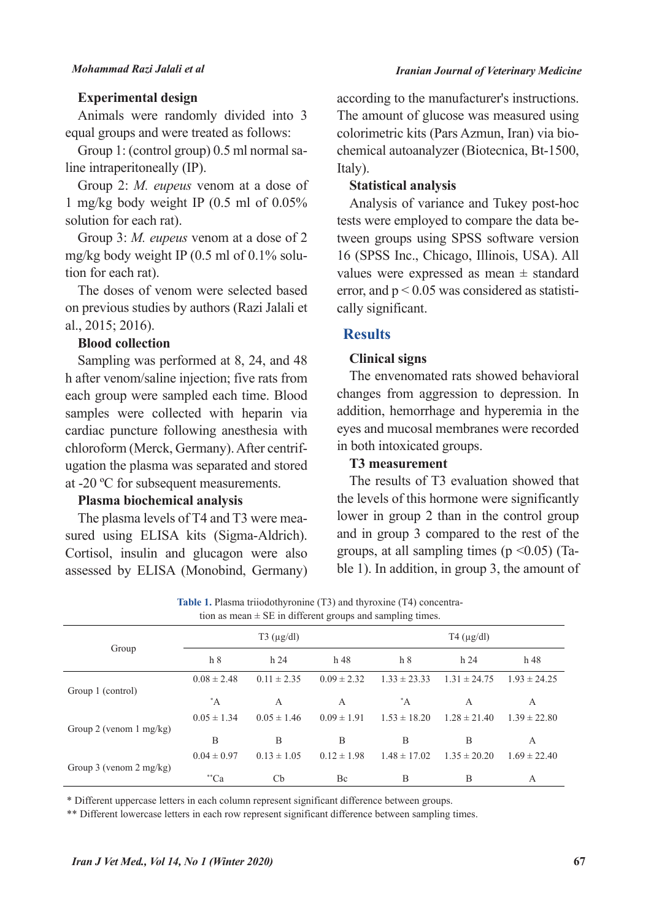### Experimental design

Animals were randomly divided into 3 equal groups and were treated as follows:

Group 1: (control group) 0.5 ml normal saline intraperitoneally (IP).

Group 2: *M. eupeus* venom at a dose of 1 mg/kg body weight IP (0.5 ml of 0.05% solution for each rat).

Group 3: *M. eupeus* venom at a dose of 2 mg/kg body weight IP (0.5 ml of 0.1% solution for each rat).

The doses of venom were selected based on previous studies by authors (Razi Jalali et al., 2015; 2016).

### Blood collection

Sampling was performed at 8, 24, and 48 h after venom/saline injection; five rats from each group were sampled each time. Blood samples were collected with heparin via cardiac puncture following anesthesia with chloroform (Merck, Germany). After centrifugation the plasma was separated and stored at -20 ºC for subsequent measurements.

### Plasma biochemical analysis

The plasma levels of T4 and T3 were measured using ELISA kits (Sigma-Aldrich). Cortisol, insulin and glucagon were also assessed by ELISA (Monobind, Germany) according to the manufacturer's instructions. The amount of glucose was measured using colorimetric kits (Pars Azmun, Iran) via biochemical autoanalyzer (Biotecnica, Bt-1500, Italy).

### Statistical analysis

Analysis of variance and Tukey post-hoc tests were employed to compare the data between groups using SPSS software version 16 (SPSS Inc., Chicago, Illinois, USA). All values were expressed as mean ± standard error, and $p < 0.05$ was considered as statistically significant.

## Results

### Clinical signs

The envenomated rats showed behavioral changes from aggression to depression. In addition, hemorrhage and hyperemia in the eyes and mucosal membranes were recorded in both intoxicated groups.

### T3 measurement

The results of T3 evaluation showed that the levels of this hormone were significantly lower in group 2 than in the control group and in group 3 compared to the rest of the groups, at all sampling times ($p < 0.05$) (Table 1). In addition, in group 3, the amount of

**Table 1.** Plasma triiodothyronine (T3) and thyroxine (T4) concentration as mean ± SE in different groups and sampling times.

| Group | T3 (µg/dl) | | | T4 (µg/dl) | | |
|---|---|---|---|---|---|---|
| | h 8 | h 24 | h 48 | h 8 | h 24 | h 48 |
| Group 1 (control) | 0.08 ± 2.48<br>*A | 0.11 ± 2.35<br>A | 0.09 ± 2.32<br>A | 1.33 ± 23.33<br>*A | 1.31 ± 24.75<br>A | 1.93 ± 24.25<br>A |
| Group 2 (venom 1 mg/kg) | 0.05 ± 1.34<br>B | 0.05 ± 1.46<br>B | 0.09 ± 1.91<br>B | 1.53 ± 18.20<br>B | 1.28 ± 21.40<br>B | 1.39 ± 22.80<br>A |
| Group 3 (venom 2 mg/kg) | 0.04 ± 0.97<br>**Ca | 0.13 ± 1.05<br>Cb | 0.12 ± 1.98<br>Bc | 1.48 ± 17.02<br>B | 1.35 ± 20.20<br>B | 1.69 ± 22.40<br>A |

* Different uppercase letters in each column represent significant difference between groups.

** Different lowercase letters in each row represent significant difference between sampling times.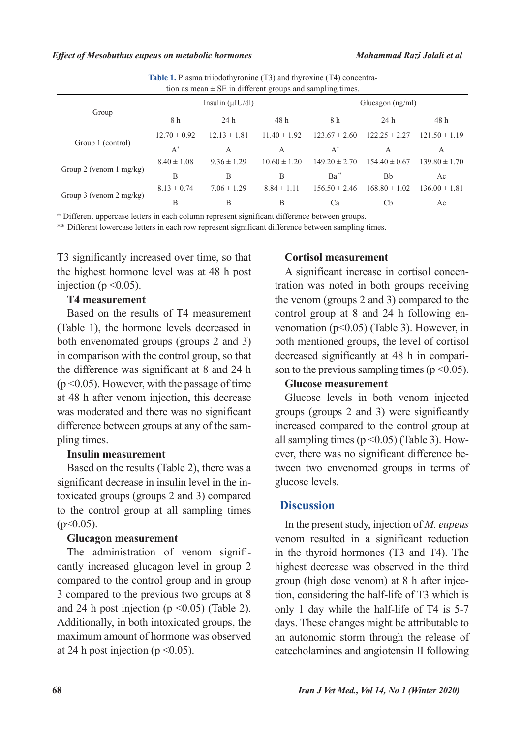**Table 1.** Plasma triiodothyronine (T3) and thyroxine (T4) concentration as mean ± SE in different groups and sampling times.

| Group | Insulin (μIU/dl) | | | Glucagon (ng/ml) | | |
|---|---|---|---|---|---|---|
| | 8 h | 24 h | 48 h | 8 h | 24 h | 48 h |
| Group 1 (control) | 12.70 ± 0.92 A* | 12.13 ± 1.81 A | 11.40 ± 1.92 A | 123.67 ± 2.60 A* | 122.25 ± 2.27 A | 121.50 ± 1.19 A |
| Group 2 (venom 1 mg/kg) | 8.40 ± 1.08 B | 9.36 ± 1.29 B | 10.60 ± 1.20 B | 149.20 ± 2.70 Ba** | 154.40 ± 0.67 Bb | 139.80 ± 1.70 Ac |
| Group 3 (venom 2 mg/kg) | 8.13 ± 0.74 B | 7.06 ± 1.29 B | 8.84 ± 1.11 B | 156.50 ± 2.46 Ca | 168.80 ± 1.02 Cb | 136.00 ± 1.81 Ac |

\* Different uppercase letters in each column represent significant difference between groups.

\*\* Different lowercase letters in each row represent significant difference between sampling times.

T3 significantly increased over time, so that the highest hormone level was at 48 h post injection ($p < 0.05$).

**T4 measurement**

Based on the results of T4 measurement (Table 1), the hormone levels decreased in both envenomated groups (groups 2 and 3) in comparison with the control group, so that the difference was significant at 8 and 24 h ($p < 0.05$). However, with the passage of time at 48 h after venom injection, this decrease was moderated and there was no significant difference between groups at any of the sampling times.

**Insulin measurement**

Based on the results (Table 2), there was a significant decrease in insulin level in the intoxicated groups (groups 2 and 3) compared to the control group at all sampling times ($p < 0.05$).

**Glucagon measurement**

The administration of venom significantly increased glucagon level in group 2 compared to the control group and in group 3 compared to the previous two groups at 8 and 24 h post injection ($p < 0.05$) (Table 2). Additionally, in both intoxicated groups, the maximum amount of hormone was observed at 24 h post injection ($p < 0.05$).

**Cortisol measurement**

A significant increase in cortisol concentration was noted in both groups receiving the venom (groups 2 and 3) compared to the control group at 8 and 24 h following envenomation ($p < 0.05$) (Table 3). However, in both mentioned groups, the level of cortisol decreased significantly at 48 h in comparison to the previous sampling times ($p < 0.05$).

**Glucose measurement**

Glucose levels in both venom injected groups (groups 2 and 3) were significantly increased compared to the control group at all sampling times ($p < 0.05$) (Table 3). However, there was no significant difference between two envenomed groups in terms of glucose levels.

## Discussion

In the present study, injection of *M. eupeus* venom resulted in a significant reduction in the thyroid hormones (T3 and T4). The highest decrease was observed in the third group (high dose venom) at 8 h after injection, considering the half-life of T3 which is only 1 day while the half-life of T4 is 5-7 days. These changes might be attributable to an autonomic storm through the release of catecholamines and angiotensin II following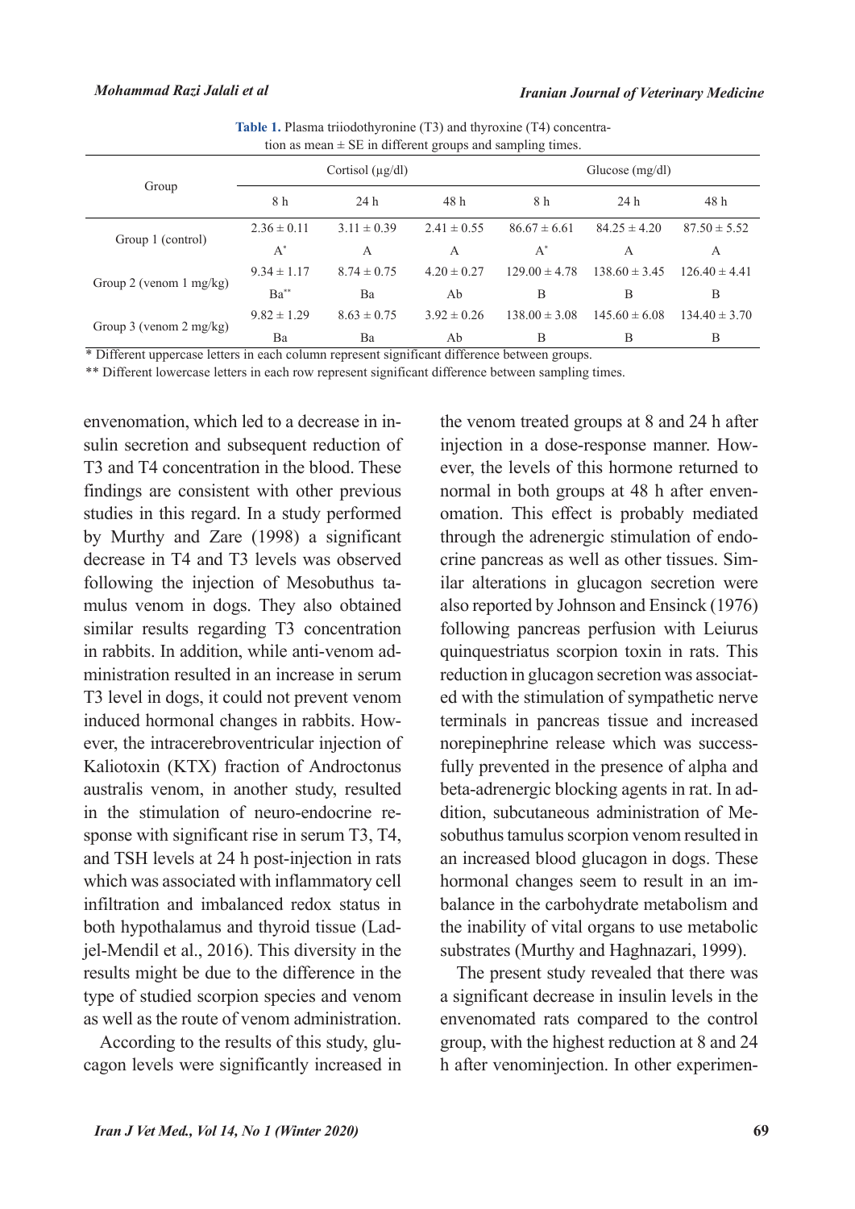**Table 1.** Plasma triiodothyronine (T3) and thyroxine (T4) concentration as mean ± SE in different groups and sampling times.

| Group | Cortisol (μg/dl) | | | Glucose (mg/dl) | | |
|---|---|---|---|---|---|---|
| | 8 h | 24 h | 48 h | 8 h | 24 h | 48 h |
| Group 1 (control) | 2.36 ± 0.11 A* | 3.11 ± 0.39 A | 2.41 ± 0.55 A | 86.67 ± 6.61 A* | 84.25 ± 4.20 A | 87.50 ± 5.52 A |
| Group 2 (venom 1 mg/kg) | 9.34 ± 1.17 Ba** | 8.74 ± 0.75 Ba | 4.20 ± 0.27 Ab | 129.00 ± 4.78 B | 138.60 ± 3.45 B | 126.40 ± 4.41 B |
| Group 3 (venom 2 mg/kg) | 9.82 ± 1.29 Ba | 8.63 ± 0.75 Ba | 3.92 ± 0.26 Ab | 138.00 ± 3.08 B | 145.60 ± 6.08 B | 134.40 ± 3.70 B |

\* Different uppercase letters in each column represent significant difference between groups.

\*\* Different lowercase letters in each row represent significant difference between sampling times.

envenomation, which led to a decrease in insulin secretion and subsequent reduction of T3 and T4 concentration in the blood. These findings are consistent with other previous studies in this regard. In a study performed by Murthy and Zare (1998) a significant decrease in T4 and T3 levels was observed following the injection of Mesobuthus tamulus venom in dogs. They also obtained similar results regarding T3 concentration in rabbits. In addition, while anti-venom administration resulted in an increase in serum T3 level in dogs, it could not prevent venom induced hormonal changes in rabbits. However, the intracerebroventricular injection of Kaliotoxin (KTX) fraction of Androctonus australis venom, in another study, resulted in the stimulation of neuro-endocrine response with significant rise in serum T3, T4, and TSH levels at 24 h post-injection in rats which was associated with inflammatory cell infiltration and imbalanced redox status in both hypothalamus and thyroid tissue (Ladjel-Mendil et al., 2016). This diversity in the results might be due to the difference in the type of studied scorpion species and venom as well as the route of venom administration.

According to the results of this study, glucagon levels were significantly increased in the venom treated groups at 8 and 24 h after injection in a dose-response manner. However, the levels of this hormone returned to normal in both groups at 48 h after envenomation. This effect is probably mediated through the adrenergic stimulation of endocrine pancreas as well as other tissues. Similar alterations in glucagon secretion were also reported by Johnson and Ensinck (1976) following pancreas perfusion with Leiurus quinquestriatus scorpion toxin in rats. This reduction in glucagon secretion was associated with the stimulation of sympathetic nerve terminals in pancreas tissue and increased norepinephrine release which was successfully prevented in the presence of alpha and beta-adrenergic blocking agents in rat. In addition, subcutaneous administration of Mesobuthus tamulus scorpion venom resulted in an increased blood glucagon in dogs. These hormonal changes seem to result in an imbalance in the carbohydrate metabolism and the inability of vital organs to use metabolic substrates (Murthy and Haghnazari, 1999).

The present study revealed that there was a significant decrease in insulin levels in the envenomated rats compared to the control group, with the highest reduction at 8 and 24 h after venominjection. In other experimen-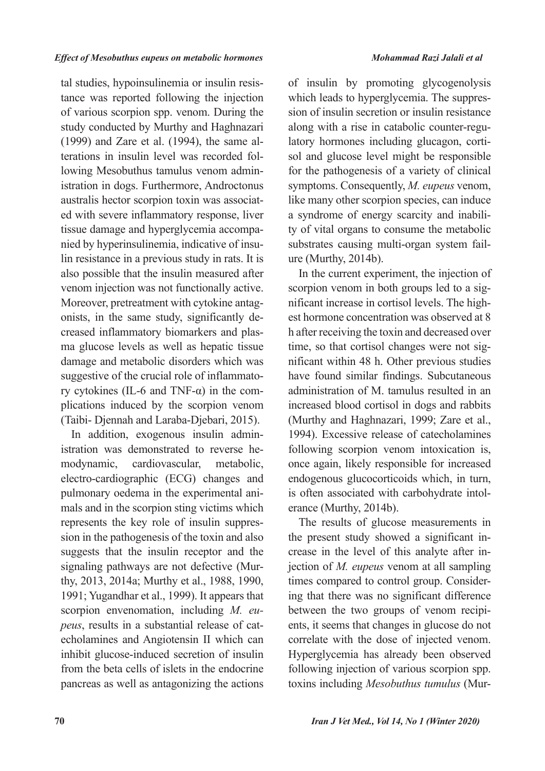tal studies, hypoinsulinemia or insulin resistance was reported following the injection of various scorpion spp. venom. During the study conducted by Murthy and Haghnazari (1999) and Zare et al. (1994), the same alterations in insulin level was recorded following Mesobuthus tamulus venom administration in dogs. Furthermore, Androctonus australis hector scorpion toxin was associated with severe inflammatory response, liver tissue damage and hyperglycemia accompanied by hyperinsulinemia, indicative of insulin resistance in a previous study in rats. It is also possible that the insulin measured after venom injection was not functionally active. Moreover, pretreatment with cytokine antagonists, in the same study, significantly decreased inflammatory biomarkers and plasma glucose levels as well as hepatic tissue damage and metabolic disorders which was suggestive of the crucial role of inflammatory cytokines (IL-6 and TNF-α) in the complications induced by the scorpion venom (Taibi- Djennah and Laraba-Djebari, 2015).

In addition, exogenous insulin administration was demonstrated to reverse hemodynamic, cardiovascular, metabolic, electro-cardiographic (ECG) changes and pulmonary oedema in the experimental animals and in the scorpion sting victims which represents the key role of insulin suppression in the pathogenesis of the toxin and also suggests that the insulin receptor and the signaling pathways are not defective (Murthy, 2013, 2014a; Murthy et al., 1988, 1990, 1991; Yugandhar et al., 1999). It appears that scorpion envenomation, including *M. eupeus*, results in a substantial release of catecholamines and Angiotensin II which can inhibit glucose-induced secretion of insulin from the beta cells of islets in the endocrine pancreas as well as antagonizing the actions of insulin by promoting glycogenolysis which leads to hyperglycemia. The suppression of insulin secretion or insulin resistance along with a rise in catabolic counter-regulatory hormones including glucagon, cortisol and glucose level might be responsible for the pathogenesis of a variety of clinical symptoms. Consequently, *M. eupeus* venom, like many other scorpion species, can induce a syndrome of energy scarcity and inability of vital organs to consume the metabolic substrates causing multi-organ system failure (Murthy, 2014b).

In the current experiment, the injection of scorpion venom in both groups led to a significant increase in cortisol levels. The highest hormone concentration was observed at 8 h after receiving the toxin and decreased over time, so that cortisol changes were not significant within 48 h. Other previous studies have found similar findings. Subcutaneous administration of M. tamulus resulted in an increased blood cortisol in dogs and rabbits (Murthy and Haghnazari, 1999; Zare et al., 1994). Excessive release of catecholamines following scorpion venom intoxication is, once again, likely responsible for increased endogenous glucocorticoids which, in turn, is often associated with carbohydrate intolerance (Murthy, 2014b).

The results of glucose measurements in the present study showed a significant increase in the level of this analyte after injection of *M. eupeus* venom at all sampling times compared to control group. Considering that there was no significant difference between the two groups of venom recipients, it seems that changes in glucose do not correlate with the dose of injected venom. Hyperglycemia has already been observed following injection of various scorpion spp. toxins including *Mesobuthus tumulus* (Mur-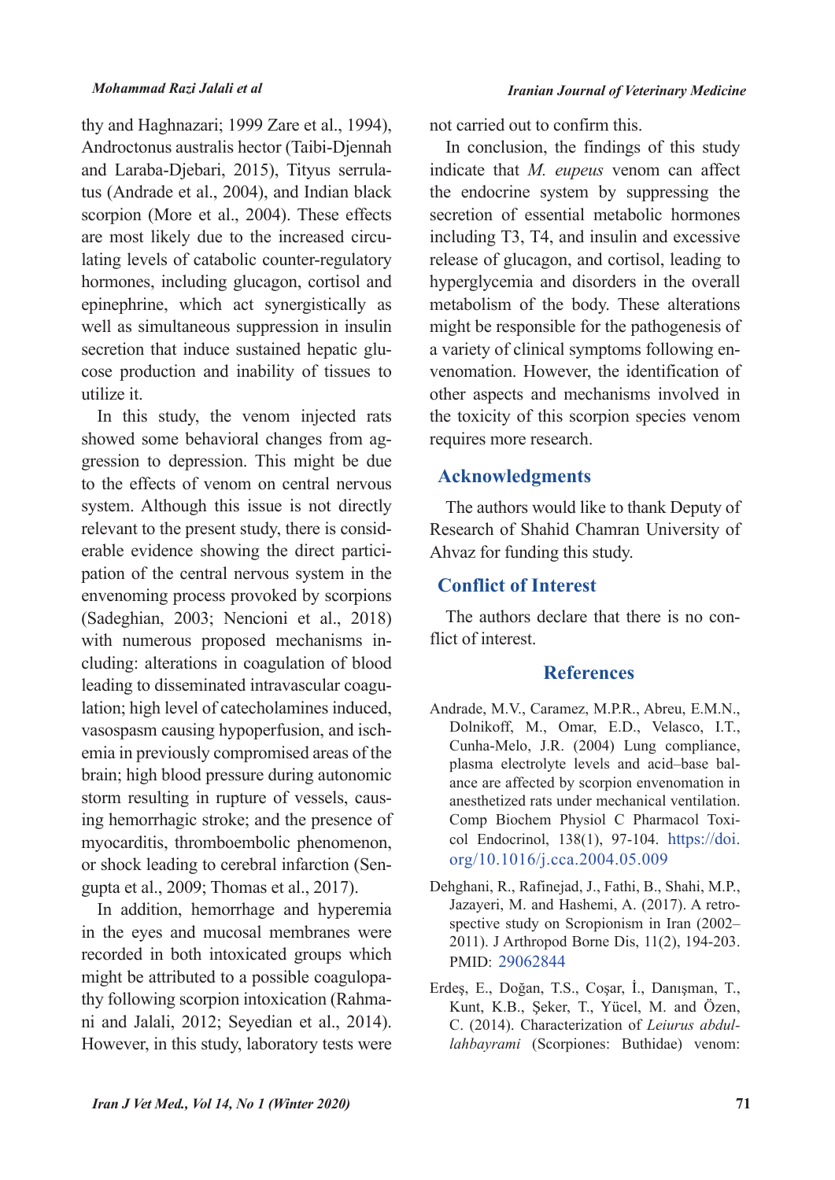thy and Haghnazari; 1999 Zare et al., 1994), Androctonus australis hector (Taibi-Djennah and Laraba-Djebari, 2015), Tityus serrulatus (Andrade et al., 2004), and Indian black scorpion (More et al., 2004). These effects are most likely due to the increased circulating levels of catabolic counter-regulatory hormones, including glucagon, cortisol and epinephrine, which act synergistically as well as simultaneous suppression in insulin secretion that induce sustained hepatic glucose production and inability of tissues to utilize it.

In this study, the venom injected rats showed some behavioral changes from aggression to depression. This might be due to the effects of venom on central nervous system. Although this issue is not directly relevant to the present study, there is considerable evidence showing the direct participation of the central nervous system in the envenoming process provoked by scorpions (Sadeghian, 2003; Nencioni et al., 2018) with numerous proposed mechanisms including: alterations in coagulation of blood leading to disseminated intravascular coagulation; high level of catecholamines induced, vasospasm causing hypoperfusion, and ischemia in previously compromised areas of the brain; high blood pressure during autonomic storm resulting in rupture of vessels, causing hemorrhagic stroke; and the presence of myocarditis, thromboembolic phenomenon, or shock leading to cerebral infarction (Sengupta et al., 2009; Thomas et al., 2017).

In addition, hemorrhage and hyperemia in the eyes and mucosal membranes were recorded in both intoxicated groups which might be attributed to a possible coagulopathy following scorpion intoxication (Rahmani and Jalali, 2012; Seyedian et al., 2014). However, in this study, laboratory tests were not carried out to confirm this.

In conclusion, the findings of this study indicate that *M. eupeus* venom can affect the endocrine system by suppressing the secretion of essential metabolic hormones including T3, T4, and insulin and excessive release of glucagon, and cortisol, leading to hyperglycemia and disorders in the overall metabolism of the body. These alterations might be responsible for the pathogenesis of a variety of clinical symptoms following envenomation. However, the identification of other aspects and mechanisms involved in the toxicity of this scorpion species venom requires more research.

## Acknowledgments

The authors would like to thank Deputy of Research of Shahid Chamran University of Ahvaz for funding this study.

## Conflict of Interest

The authors declare that there is no conflict of interest.

## References

Andrade, M.V., Caramez, M.P.R., Abreu, E.M.N., Dolnikoff, M., Omar, E.D., Velasco, I.T., Cunha-Melo, J.R. (2004) Lung compliance, plasma electrolyte levels and acid–base balance are affected by scorpion envenomation in anesthetized rats under mechanical ventilation. Comp Biochem Physiol C Pharmacol Toxicol Endocrinol, 138(1), 97-104. https://doi.org/10.1016/j.cca.2004.05.009

Dehghani, R., Rafinejad, J., Fathi, B., Shahi, M.P., Jazayeri, M. and Hashemi, A. (2017). A retrospective study on Scropionism in Iran (2002–2011). J Arthropod Borne Dis, 11(2), 194-203. PMID: 29062844

Erdeş, E., Doğan, T.S., Coşar, İ., Danışman, T., Kunt, K.B., Şeker, T., Yücel, M. and Özen, C. (2014). Characterization of *Leiurus abdullahbayrami* (Scorpiones: Buthidae) venom: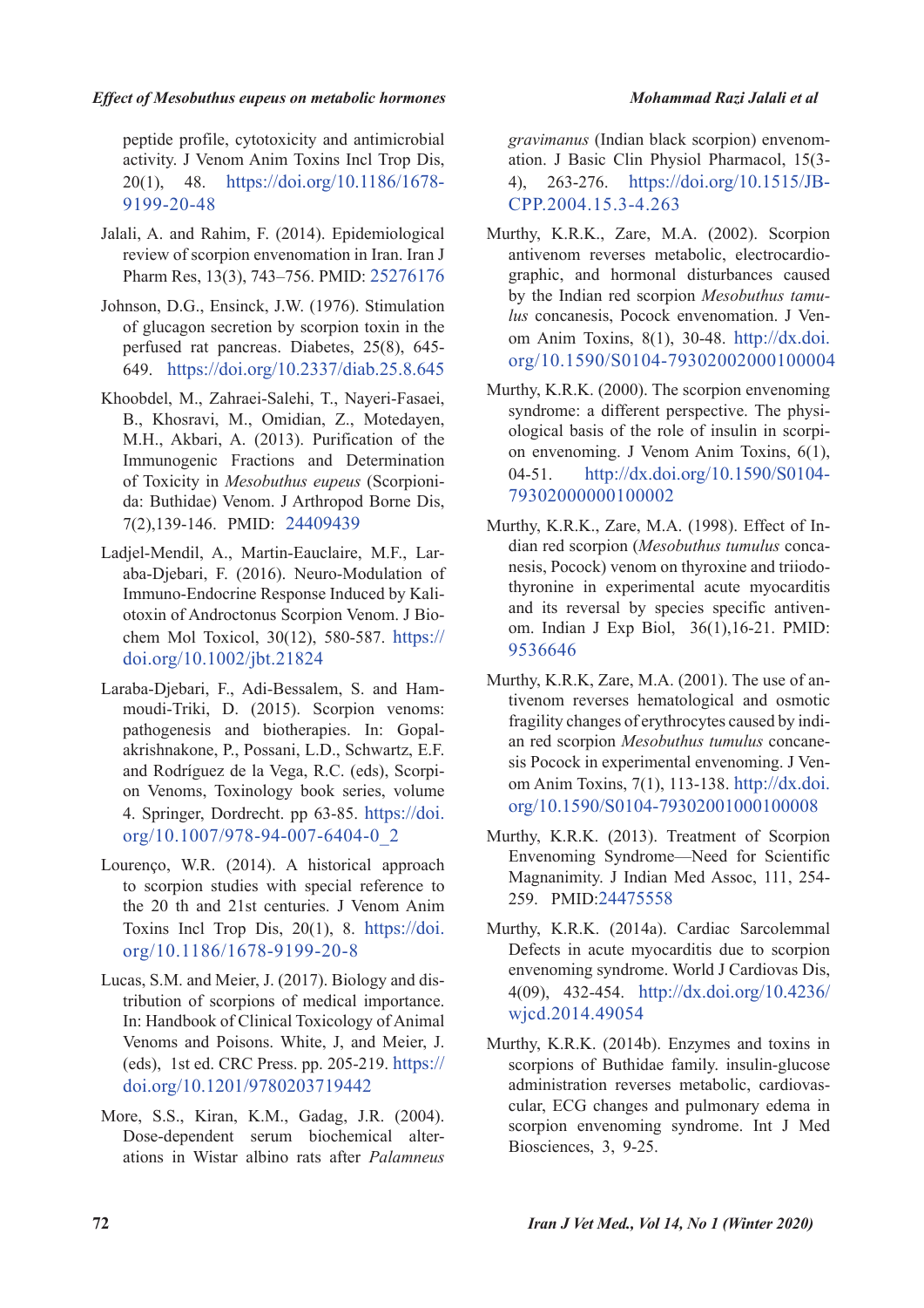peptide profile, cytotoxicity and antimicrobial activity. J Venom Anim Toxins Incl Trop Dis, 20(1), 48. https://doi.org/10.1186/1678-9199-20-48

Jalali, A. and Rahim, F. (2014). Epidemiological review of scorpion envenomation in Iran. Iran J Pharm Res, 13(3), 743–756. PMID: 25276176

Johnson, D.G., Ensinck, J.W. (1976). Stimulation of glucagon secretion by scorpion toxin in the perfused rat pancreas. Diabetes, 25(8), 645-649. https://doi.org/10.2337/diab.25.8.645

Khoobdel, M., Zahraei-Salehi, T., Nayeri-Fasaei, B., Khosravi, M., Omidian, Z., Motedayen, M.H., Akbari, A. (2013). Purification of the Immunogenic Fractions and Determination of Toxicity in *Mesobuthus eupeus* (Scorpionida: Buthidae) Venom. J Arthropod Borne Dis, 7(2),139-146. PMID: 24409439

Ladjel-Mendil, A., Martin-Eauclaire, M.F., Laraba-Djebari, F. (2016). Neuro-Modulation of Immuno-Endocrine Response Induced by Kaliotoxin of Androctonus Scorpion Venom. J Biochem Mol Toxicol, 30(12), 580-587. https://doi.org/10.1002/jbt.21824

Laraba-Djebari, F., Adi-Bessalem, S. and Hammoudi-Triki, D. (2015). Scorpion venoms: pathogenesis and biotherapies. In: Gopalakrishnakone, P., Possani, L.D., Schwartz, E.F. and Rodríguez de la Vega, R.C. (eds), Scorpion Venoms, Toxinology book series, volume 4. Springer, Dordrecht. pp 63-85. https://doi.org/10.1007/978-94-007-6404-0_2

Lourenço, W.R. (2014). A historical approach to scorpion studies with special reference to the 20 th and 21st centuries. J Venom Anim Toxins Incl Trop Dis, 20(1), 8. https://doi.org/10.1186/1678-9199-20-8

Lucas, S.M. and Meier, J. (2017). Biology and distribution of scorpions of medical importance. In: Handbook of Clinical Toxicology of Animal Venoms and Poisons. White, J, and Meier, J. (eds), 1st ed. CRC Press. pp. 205-219. https://doi.org/10.1201/9780203719442

More, S.S., Kiran, K.M., Gadag, J.R. (2004). Dose-dependent serum biochemical alterations in Wistar albino rats after *Palamneus gravimanus* (Indian black scorpion) envenomation. J Basic Clin Physiol Pharmacol, 15(3-4), 263-276. https://doi.org/10.1515/JBCPP.2004.15.3-4.263

Murthy, K.R.K., Zare, M.A. (2002). Scorpion antivenom reverses metabolic, electrocardiographic, and hormonal disturbances caused by the Indian red scorpion *Mesobuthus tamulus* concanesis, Pocock envenomation. J Venom Anim Toxins, 8(1), 30-48. http://dx.doi.org/10.1590/S0104-79302002000100004

Murthy, K.R.K. (2000). The scorpion envenoming syndrome: a different perspective. The physiological basis of the role of insulin in scorpion envenoming. J Venom Anim Toxins, 6(1), 04-51. http://dx.doi.org/10.1590/S0104-79302000000100002

Murthy, K.R.K., Zare, M.A. (1998). Effect of Indian red scorpion (*Mesobuthus tumulus* concanesis, Pocock) venom on thyroxine and triiodothyronine in experimental acute myocarditis and its reversal by species specific antivenom. Indian J Exp Biol, 36(1),16-21. PMID: 9536646

Murthy, K.R.K, Zare, M.A. (2001). The use of antivenom reverses hematological and osmotic fragility changes of erythrocytes caused by indian red scorpion *Mesobuthus tumulus* concanesis Pocock in experimental envenoming. J Venom Anim Toxins, 7(1), 113-138. http://dx.doi.org/10.1590/S0104-79302001000100008

Murthy, K.R.K. (2013). Treatment of Scorpion Envenoming Syndrome—Need for Scientific Magnanimity. J Indian Med Assoc, 111, 254-259. PMID:24475558

Murthy, K.R.K. (2014a). Cardiac Sarcolemmal Defects in acute myocarditis due to scorpion envenoming syndrome. World J Cardiovas Dis, 4(09), 432-454. http://dx.doi.org/10.4236/wjcd.2014.49054

Murthy, K.R.K. (2014b). Enzymes and toxins in scorpions of Buthidae family. insulin-glucose administration reverses metabolic, cardiovascular, ECG changes and pulmonary edema in scorpion envenoming syndrome. Int J Med Biosciences, 3, 9-25.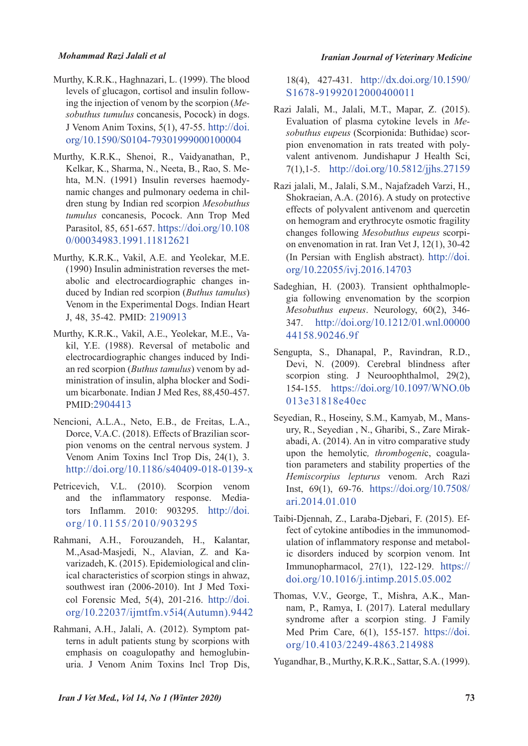Murthy, K.R.K., Haghnazari, L. (1999). The blood levels of glucagon, cortisol and insulin following the injection of venom by the scorpion (*Mesobuthus tumulus* concanesis, Pocock) in dogs. J Venom Anim Toxins, 5(1), 47-55. http://doi.org/10.1590/S0104-79301999000100004

Murthy, K.R.K., Shenoi, R., Vaidyanathan, P., Kelkar, K., Sharma, N., Neeta, B., Rao, S. Mehta, M.N. (1991) Insulin reverses haemodynamic changes and pulmonary oedema in children stung by Indian red scorpion *Mesobuthus tumulus* concanesis, Pocock. Ann Trop Med Parasitol, 85, 651-657. https://doi.org/10.1080/00034983.1991.11812621

Murthy, K.R.K., Vakil, A.E. and Yeolekar, M.E. (1990) Insulin administration reverses the metabolic and electrocardiographic changes induced by Indian red scorpion (*Buthus tamulus*) Venom in the Experimental Dogs. Indian Heart J, 48, 35-42. PMID: 2190913

Murthy, K.R.K., Vakil, A.E., Yeolekar, M.E., Vakil, Y.E. (1988). Reversal of metabolic and electrocardiographic changes induced by Indian red scorpion (*Buthus tamulus*) venom by administration of insulin, alpha blocker and Sodium bicarbonate. Indian J Med Res, 88,450-457. PMID:2904413

Nencioni, A.L.A., Neto, E.B., de Freitas, L.A., Dorce, V.A.C. (2018). Effects of Brazilian scorpion venoms on the central nervous system. J Venom Anim Toxins Incl Trop Dis, 24(1), 3. http://doi.org/10.1186/s40409-018-0139-x

Petricevich, V.L. (2010). Scorpion venom and the inflammatory response. Mediators Inflamm. 2010: 903295. http://doi.org/10.1155/2010/903295

Rahmani, A.H., Forouzandeh, H., Kalantar, M.,Asad-Masjedi, N., Alavian, Z. and Kavarizadeh, K. (2015). Epidemiological and clinical characteristics of scorpion stings in ahwaz, southwest iran (2006-2010). Int J Med Toxicol Forensic Med, 5(4), 201-216. http://doi.org/10.22037/ijmtfm.v5i4(Autumn).9442

Rahmani, A.H., Jalali, A. (2012). Symptom patterns in adult patients stung by scorpions with emphasis on coagulopathy and hemoglubinuria. J Venom Anim Toxins Incl Trop Dis, 18(4), 427-431. http://dx.doi.org/10.1590/S1678-91992012000400011

Razi Jalali, M., Jalali, M.T., Mapar, Z. (2015). Evaluation of plasma cytokine levels in *Mesobuthus eupeus* (Scorpionida: Buthidae) scorpion envenomation in rats treated with polyvalent antivenom. Jundishapur J Health Sci, 7(1),1-5. http://doi.org/10.5812/jjhs.27159

Razi jalali, M., Jalali, S.M., Najafzadeh Varzi, H., Shokraeian, A.A. (2016). A study on protective effects of polyvalent antivenom and quercetin on hemogram and erythrocyte osmotic fragility changes following *Mesobuthus eupeus* scorpion envenomation in rat. Iran Vet J, 12(1), 30-42 (In Persian with English abstract). http://doi.org/10.22055/ivj.2016.14703

Sadeghian, H. (2003). Transient ophthalmoplegia following envenomation by the scorpion *Mesobuthus eupeus*. Neurology, 60(2), 346-347. http://doi.org/10.1212/01.wnl.0000044158.90246.9f

Sengupta, S., Dhanapal, P., Ravindran, R.D., Devi, N. (2009). Cerebral blindness after scorpion sting. J Neuroophthalmol, 29(2), 154-155. https://doi.org/10.1097/WNO.0b013e31818e40ec

Seyedian, R., Hoseiny, S.M., Kamyab, M., Mansury, R., Seyedian , N., Gharibi, S., Zare Mirakabadi, A. (2014). An in vitro comparative study upon the hemolytic*, thrombogeni*c, coagulation parameters and stability properties of the *Hemiscorpius lepturus* venom. Arch Razi Inst, 69(1), 69-76. https://doi.org/10.7508/ari.2014.01.010

Taibi-Djennah, Z., Laraba-Djebari, F. (2015). Effect of cytokine antibodies in the immunomodulation of inflammatory response and metabolic disorders induced by scorpion venom. Int Immunopharmacol, 27(1), 122-129. https://doi.org/10.1016/j.intimp.2015.05.002

Thomas, V.V., George, T., Mishra, A.K., Mannam, P., Ramya, I. (2017). Lateral medullary syndrome after a scorpion sting. J Family Med Prim Care, 6(1), 155-157. https://doi.org/10.4103/2249-4863.214988

Yugandhar, B., Murthy, K.R.K., Sattar, S.A. (1999).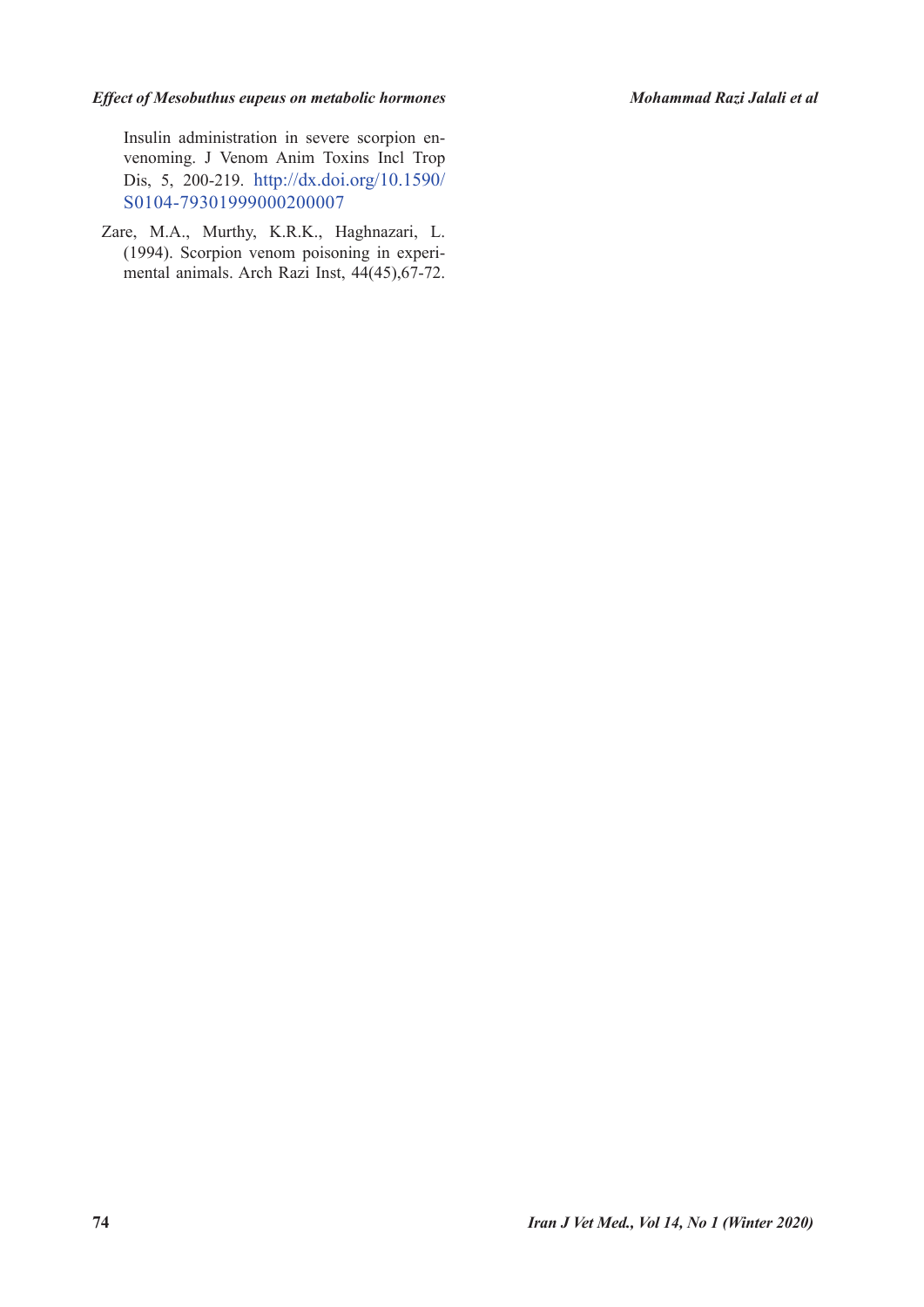Insulin administration in severe scorpion envenoming. J Venom Anim Toxins Incl Trop Dis, 5, 200-219. http://dx.doi.org/10.1590/S0104-79301999000200007

Zare, M.A., Murthy, K.R.K., Haghnazari, L. (1994). Scorpion venom poisoning in experimental animals. Arch Razi Inst, 44(45),67-72.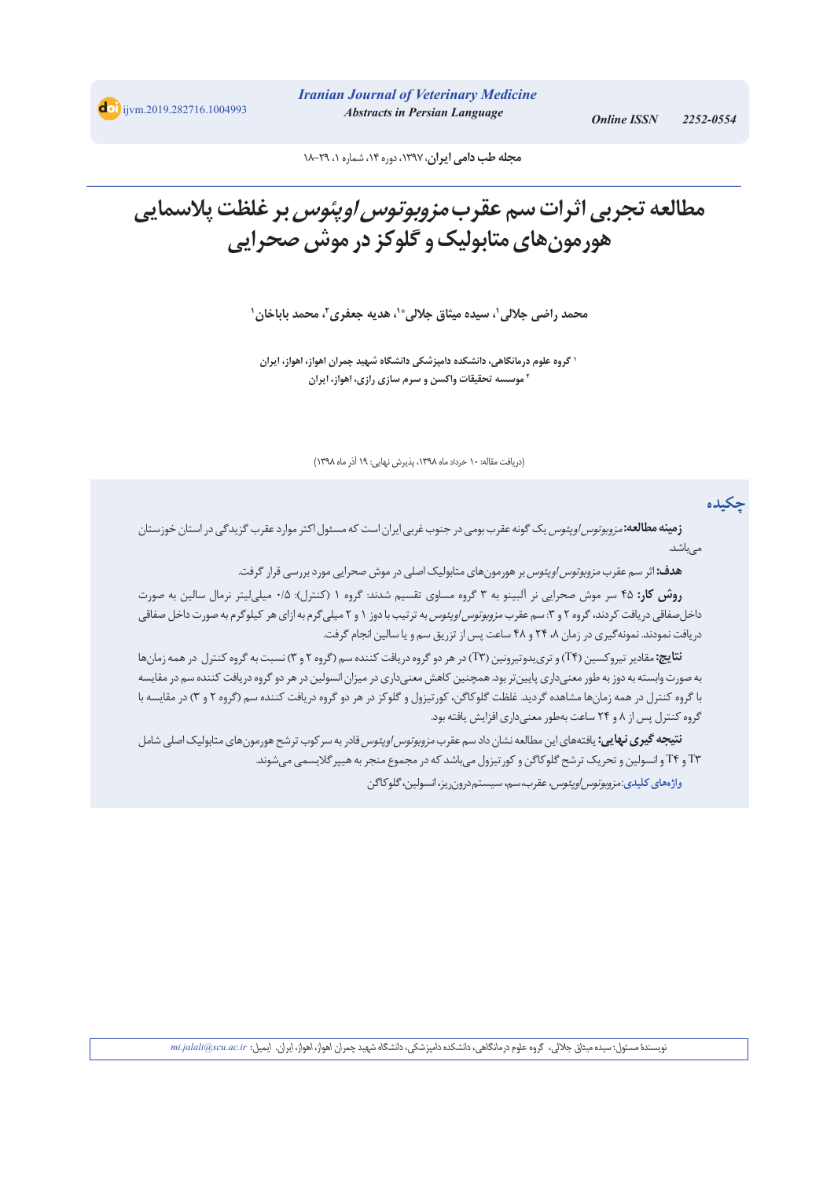ijvm.2019.282716.1004993

*Iranian Journal of Veterinary Medicine*
*Abstracts in Persian Language*

*Online ISSN 2252-0554*

**مجله طب دامی ایران**، ۱۳۹۷، دوره ۱۴، شماره ۱، ۲۹-۱۸

# مطالعه تجربی اثرات سم عقرب *مزوبوتوس اوپئوس* بر غلظت پلاسمایی هورمون‌های متابولیک و گلوکز در موش صحرایی

**محمد راضی جلالی[1]، سیده میثاق جلالی*[1]، هدیه جعفری[2]، محمد باباخان[1]**

[1] گروه علوم درمانگاهی، دانشکده دامپزشکی دانشگاه شهید چمران اهواز، اهواز، ایران

[2] موسسه تحقیقات واکسن و سرم سازی رازی، اهواز، ایران

(دریافت مقاله: ۱۰ خرداد ماه ۱۳۹۸، پذیرش نهایی: ۱۹ آذر ماه ۱۳۹۸)

## چکیده

**زمینه مطالعه:** *مزوبوتوس اوپئوس* یک گونه عقرب بومی در جنوب غربی ایران است که مسئول اکثر موارد عقرب گزیدگی در استان خوزستان می‌باشد.

**هدف:** اثر سم عقرب *مزوبوتوس اوپئوس* بر هورمون‌های متابولیک اصلی در موش صحرایی مورد بررسی قرار گرفت.

**روش کار:** ۴۵ سر موش صحرایی نر آلبینو به ۳ گروه مساوی تقسیم شدند: گروه ۱ (کنترل): ۰/۵ میلی‌لیتر نرمال سالین به صورت داخل‌صفاقی دریافت کردند، گروه ۲ و ۳: سم عقرب *مزوبوتوس اوپئوس* به ترتیب با دوز ۱ و ۲ میلی‌گرم به ازای هر کیلوگرم به صورت داخل صفاقی دریافت نمودند. نمونه‌گیری در زمان ۸، ۲۴ و ۴۸ ساعت پس از تزریق سم و یا سالین انجام گرفت.

**نتایج:** مقادیر تیروکسین (T4) و تری‌یدوتیرونین (T3) در هر دو گروه دریافت کننده سم (گروه ۲ و ۳) نسبت به گروه کنترل در همه زمان‌ها به صورت وابسته به دوز به طور معنی‌داری پایین‌تر بود. همچنین کاهش معنی‌داری در میزان انسولین در هر دو گروه دریافت کننده سم در مقایسه با گروه کنترل در همه زمان‌ها مشاهده گردید. غلظت گلوکاگن، کورتیزول و گلوکز در هر دو گروه دریافت کننده سم (گروه ۲ و ۳) در مقایسه با گروه کنترل پس از ۸ و ۲۴ ساعت به‌طور معنی‌داری افزایش یافته بود.

**نتیجه گیری نهایی:** یافته‌های این مطالعه نشان داد سم عقرب *مزوبوتوس اوپئوس* قادر به سرکوب ترشح هورمون‌های متابولیک اصلی شامل T3 و T4 و انسولین و تحریک ترشح گلوکاگن و کورتیزول می‌باشد که در مجموع منجر به هیپرگلایسمی می‌شوند.

**واژه‌های کلیدی:** *مزوبوتوس اوپئوس*، عقرب، سم، سیستم درون‌ریز، انسولین، گلوکاگن

نویسندهٔ مسئول: سیده میثاق جلالی، گروه علوم درمانگاهی، دانشکده دامپزشکی، دانشگاه شهید چمران اهواز، اهواز، ایران. ایمیل: *mi.jalali@scu.ac.ir*